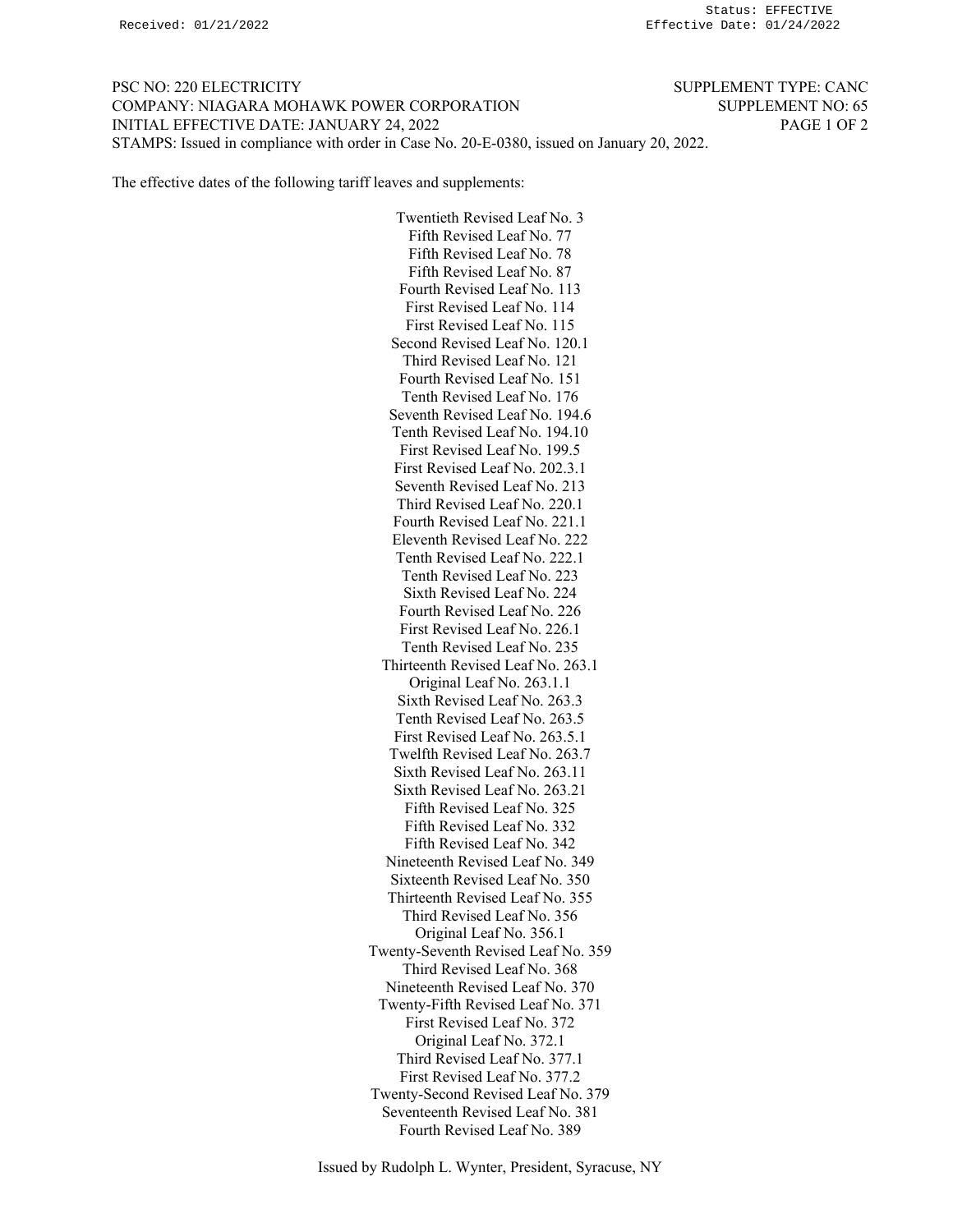Received: 01/21/2022

Status: EFFECTIVE
Effective Date: 01/24/2022

PSC NO: 220 ELECTRICITY — SUPPLEMENT TYPE: CANC
COMPANY: NIAGARA MOHAWK POWER CORPORATION — SUPPLEMENT NO: 65
INITIAL EFFECTIVE DATE: JANUARY 24, 2022 — PAGE 1 OF 2
STAMPS: Issued in compliance with order in Case No. 20-E-0380, issued on January 20, 2022.

The effective dates of the following tariff leaves and supplements:

Twentieth Revised Leaf No. 3
Fifth Revised Leaf No. 77
Fifth Revised Leaf No. 78
Fifth Revised Leaf No. 87
Fourth Revised Leaf No. 113
First Revised Leaf No. 114
First Revised Leaf No. 115
Second Revised Leaf No. 120.1
Third Revised Leaf No. 121
Fourth Revised Leaf No. 151
Tenth Revised Leaf No. 176
Seventh Revised Leaf No. 194.6
Tenth Revised Leaf No. 194.10
First Revised Leaf No. 199.5
First Revised Leaf No. 202.3.1
Seventh Revised Leaf No. 213
Third Revised Leaf No. 220.1
Fourth Revised Leaf No. 221.1
Eleventh Revised Leaf No. 222
Tenth Revised Leaf No. 222.1
Tenth Revised Leaf No. 223
Sixth Revised Leaf No. 224
Fourth Revised Leaf No. 226
First Revised Leaf No. 226.1
Tenth Revised Leaf No. 235
Thirteenth Revised Leaf No. 263.1
Original Leaf No. 263.1.1
Sixth Revised Leaf No. 263.3
Tenth Revised Leaf No. 263.5
First Revised Leaf No. 263.5.1
Twelfth Revised Leaf No. 263.7
Sixth Revised Leaf No. 263.11
Sixth Revised Leaf No. 263.21
Fifth Revised Leaf No. 325
Fifth Revised Leaf No. 332
Fifth Revised Leaf No. 342
Nineteenth Revised Leaf No. 349
Sixteenth Revised Leaf No. 350
Thirteenth Revised Leaf No. 355
Third Revised Leaf No. 356
Original Leaf No. 356.1
Twenty-Seventh Revised Leaf No. 359
Third Revised Leaf No. 368
Nineteenth Revised Leaf No. 370
Twenty-Fifth Revised Leaf No. 371
First Revised Leaf No. 372
Original Leaf No. 372.1
Third Revised Leaf No. 377.1
First Revised Leaf No. 377.2
Twenty-Second Revised Leaf No. 379
Seventeenth Revised Leaf No. 381
Fourth Revised Leaf No. 389

Issued by Rudolph L. Wynter, President, Syracuse, NY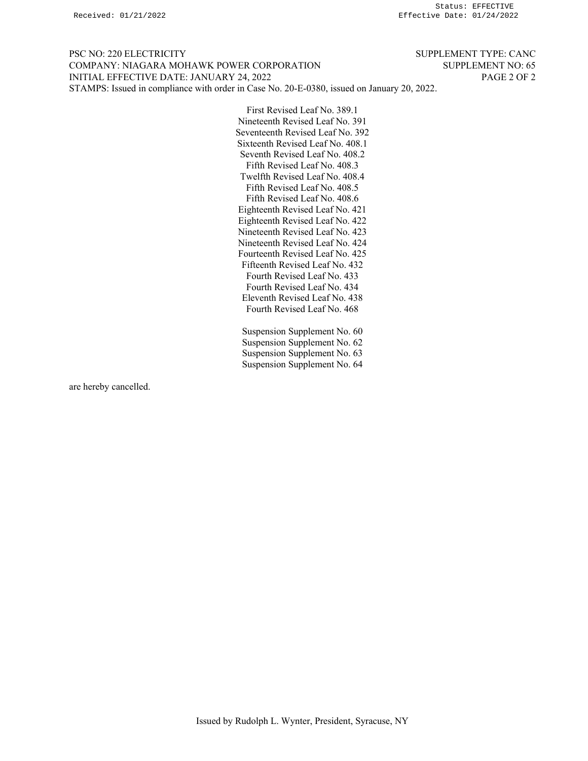Received: 01/21/2022

Status: EFFECTIVE
Effective Date: 01/24/2022

PSC NO: 220 ELECTRICITY
SUPPLEMENT TYPE: CANC
COMPANY: NIAGARA MOHAWK POWER CORPORATION
SUPPLEMENT NO: 65
INITIAL EFFECTIVE DATE: JANUARY 24, 2022
STAMPS: Issued in compliance with order in Case No. 20-E-0380, issued on January 20, 2022.

First Revised Leaf No. 389.1
Nineteenth Revised Leaf No. 391
Seventeenth Revised Leaf No. 392
Sixteenth Revised Leaf No. 408.1
Seventh Revised Leaf No. 408.2
Fifth Revised Leaf No. 408.3
Twelfth Revised Leaf No. 408.4
Fifth Revised Leaf No. 408.5
Fifth Revised Leaf No. 408.6
Eighteenth Revised Leaf No. 421
Eighteenth Revised Leaf No. 422
Nineteenth Revised Leaf No. 423
Nineteenth Revised Leaf No. 424
Fourteenth Revised Leaf No. 425
Fifteenth Revised Leaf No. 432
Fourth Revised Leaf No. 433
Fourth Revised Leaf No. 434
Eleventh Revised Leaf No. 438
Fourth Revised Leaf No. 468

Suspension Supplement No. 60
Suspension Supplement No. 62
Suspension Supplement No. 63
Suspension Supplement No. 64

are hereby cancelled.

Issued by Rudolph L. Wynter, President, Syracuse, NY